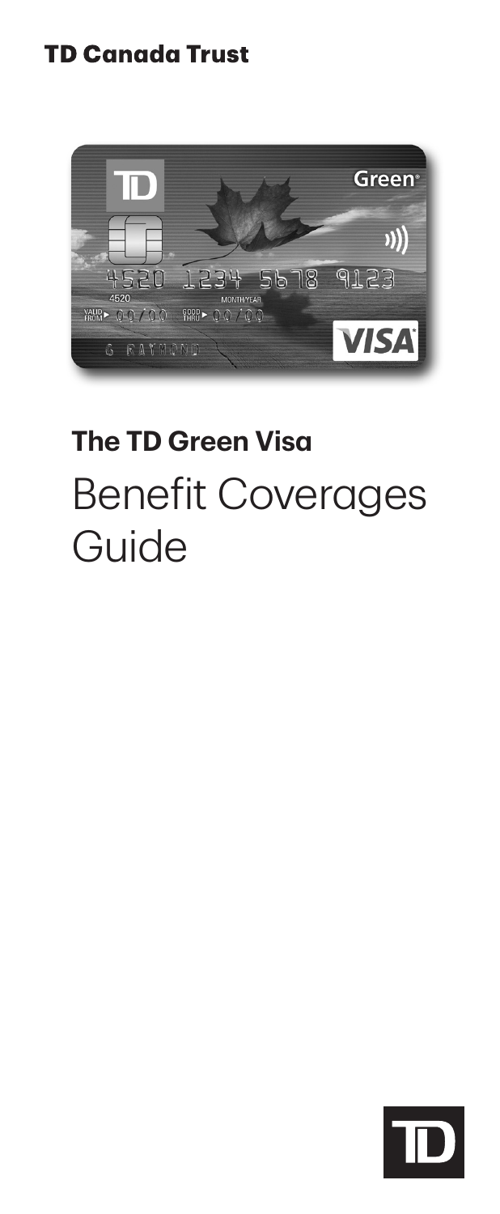**TD Canada Trust**

**The TD Green Visa**

# Benefit Coverages Guide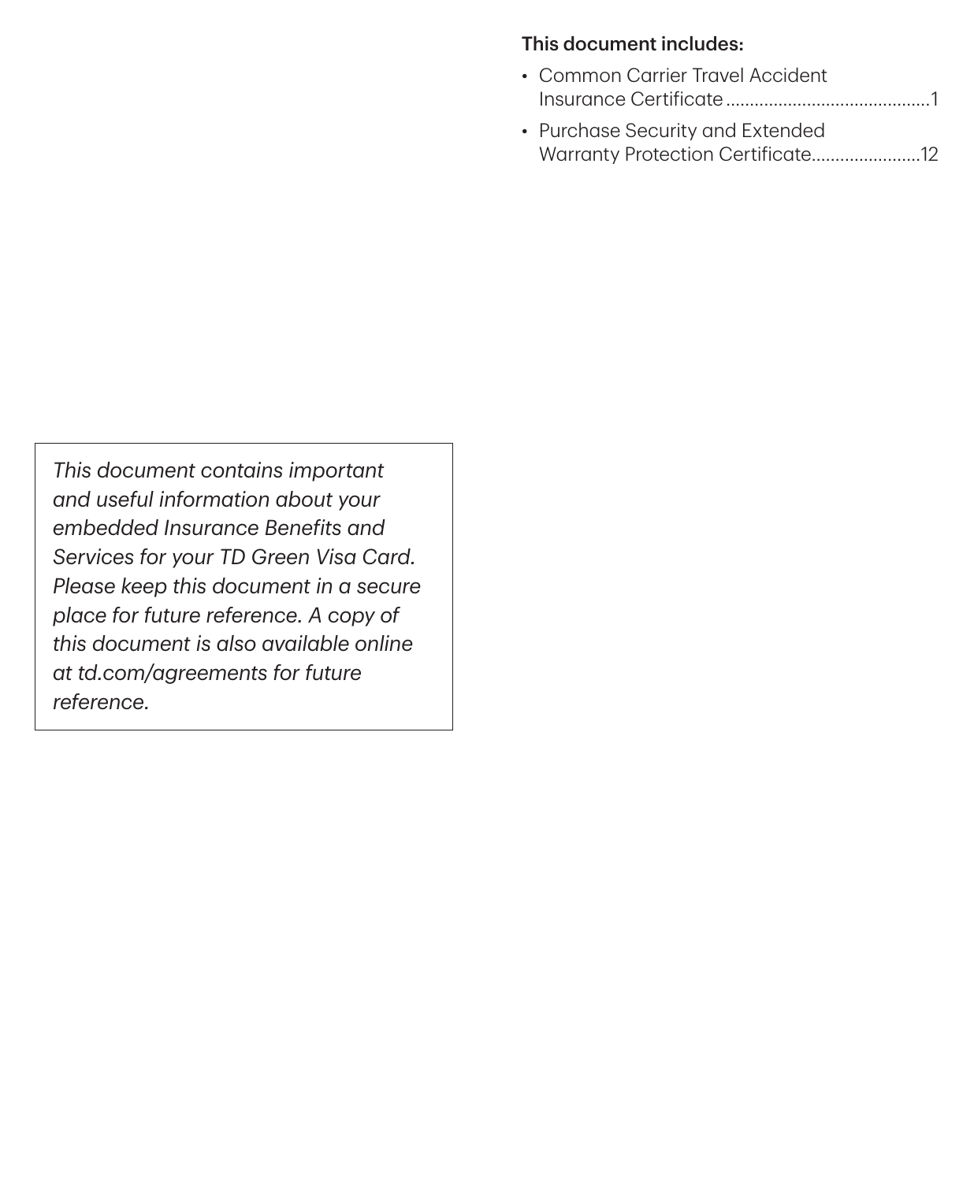**This document includes:**

- Common Carrier Travel Accident Insurance Certificate ........................................1
- Purchase Security and Extended Warranty Protection Certificate......................12

*This document contains important and useful information about your embedded Insurance Benefits and Services for your TD Green Visa Card. Please keep this document in a secure place for future reference. A copy of this document is also available online at td.com/agreements for future reference.*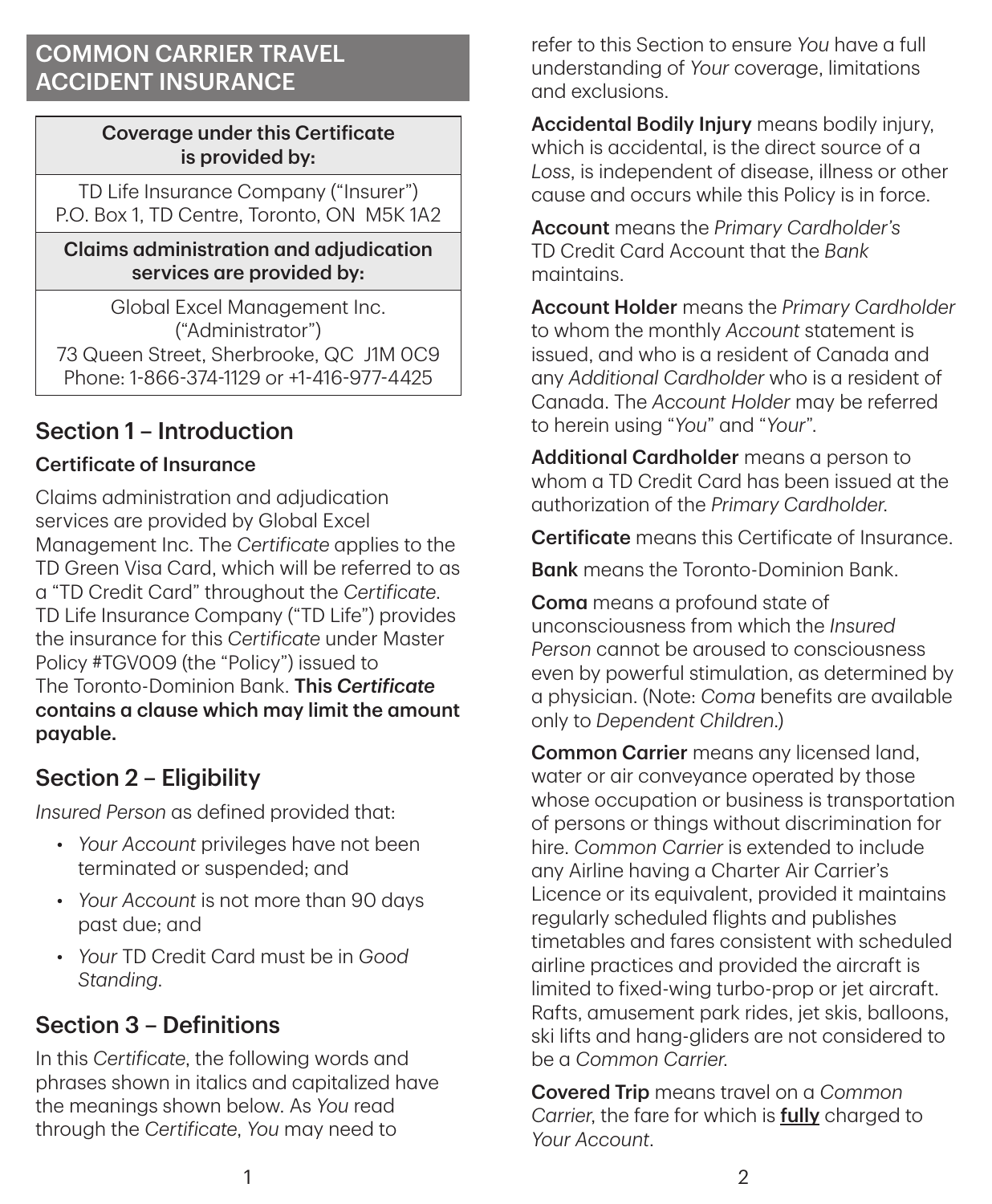# COMMON CARRIER TRAVEL ACCIDENT INSURANCE

| Coverage under this Certificate is provided by: |
| --- |
| TD Life Insurance Company ("Insurer") P.O. Box 1, TD Centre, Toronto, ON M5K 1A2 |
| **Claims administration and adjudication services are provided by:** |
| Global Excel Management Inc. ("Administrator") 73 Queen Street, Sherbrooke, QC J1M 0C9 Phone: 1-866-374-1129 or +1-416-977-4425 |

## Section 1 – Introduction

### Certificate of Insurance

Claims administration and adjudication services are provided by Global Excel Management Inc. The *Certificate* applies to the TD Green Visa Card, which will be referred to as a "TD Credit Card" throughout the *Certificate*. TD Life Insurance Company ("TD Life") provides the insurance for this *Certificate* under Master Policy #TGV009 (the "Policy") issued to The Toronto-Dominion Bank. **This *Certificate* contains a clause which may limit the amount payable.**

## Section 2 – Eligibility

*Insured Person* as defined provided that:

- *Your Account* privileges have not been terminated or suspended; and
- *Your Account* is not more than 90 days past due; and
- *Your* TD Credit Card must be in *Good Standing*.

## Section 3 – Definitions

In this *Certificate*, the following words and phrases shown in italics and capitalized have the meanings shown below. As *You* read through the *Certificate*, *You* may need to refer to this Section to ensure *You* have a full understanding of *Your* coverage, limitations and exclusions.

**Accidental Bodily Injury** means bodily injury, which is accidental, is the direct source of a *Loss*, is independent of disease, illness or other cause and occurs while this Policy is in force.

**Account** means the *Primary Cardholder's* TD Credit Card Account that the *Bank* maintains.

**Account Holder** means the *Primary Cardholder* to whom the monthly *Account* statement is issued, and who is a resident of Canada and any *Additional Cardholder* who is a resident of Canada. The *Account Holder* may be referred to herein using "*You*" and "*Your*".

**Additional Cardholder** means a person to whom a TD Credit Card has been issued at the authorization of the *Primary Cardholder*.

**Certificate** means this Certificate of Insurance.

**Bank** means the Toronto-Dominion Bank.

**Coma** means a profound state of unconsciousness from which the *Insured Person* cannot be aroused to consciousness even by powerful stimulation, as determined by a physician. (Note: *Coma* benefits are available only to *Dependent Children*.)

**Common Carrier** means any licensed land, water or air conveyance operated by those whose occupation or business is transportation of persons or things without discrimination for hire. *Common Carrier* is extended to include any Airline having a Charter Air Carrier's Licence or its equivalent, provided it maintains regularly scheduled flights and publishes timetables and fares consistent with scheduled airline practices and provided the aircraft is limited to fixed-wing turbo-prop or jet aircraft. Rafts, amusement park rides, jet skis, balloons, ski lifts and hang-gliders are not considered to be a *Common Carrier*.

**Covered Trip** means travel on a *Common Carrier*, the fare for which is **fully** charged to *Your Account*.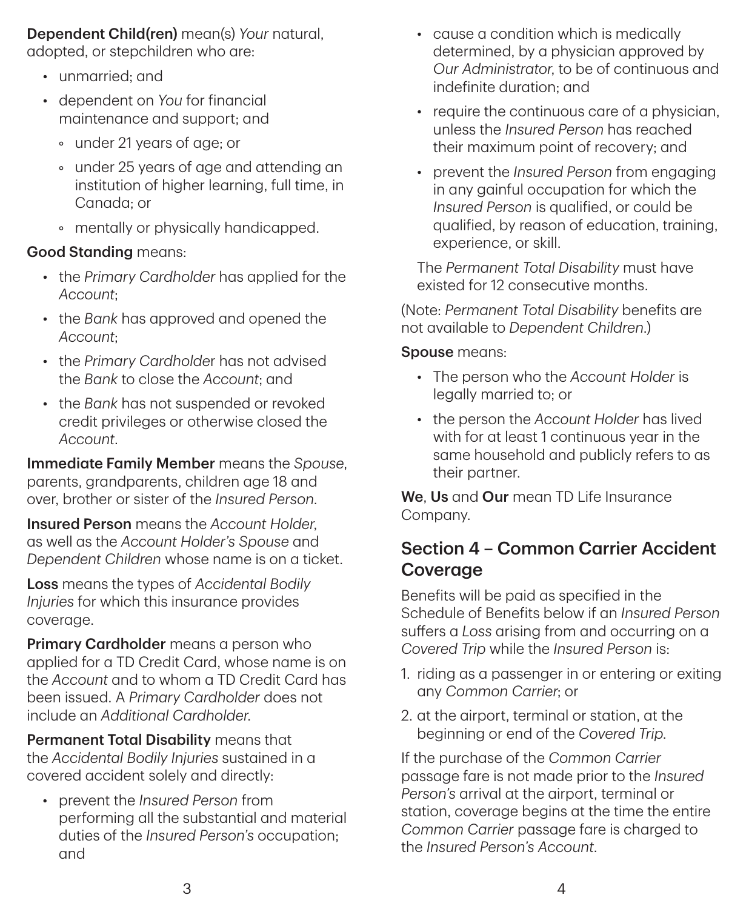**Dependent Child(ren)** mean(s) *Your* natural, adopted, or stepchildren who are:

- unmarried; and
- dependent on *You* for financial maintenance and support; and
  - under 21 years of age; or
  - under 25 years of age and attending an institution of higher learning, full time, in Canada; or
  - mentally or physically handicapped.

**Good Standing** means:

- the *Primary Cardholder* has applied for the *Account*;
- the *Bank* has approved and opened the *Account*;
- the *Primary Cardholder* has not advised the *Bank* to close the *Account*; and
- the *Bank* has not suspended or revoked credit privileges or otherwise closed the *Account*.

**Immediate Family Member** means the *Spouse*, parents, grandparents, children age 18 and over, brother or sister of the *Insured Person*.

**Insured Person** means the *Account Holder*, as well as the *Account Holder's Spouse* and *Dependent Children* whose name is on a ticket.

**Loss** means the types of *Accidental Bodily Injuries* for which this insurance provides coverage.

**Primary Cardholder** means a person who applied for a TD Credit Card, whose name is on the *Account* and to whom a TD Credit Card has been issued. A *Primary Cardholder* does not include an *Additional Cardholder.*

**Permanent Total Disability** means that the *Accidental Bodily Injuries* sustained in a covered accident solely and directly:

- prevent the *Insured Person* from performing all the substantial and material duties of the *Insured Person's* occupation; and
- cause a condition which is medically determined, by a physician approved by *Our Administrator*, to be of continuous and indefinite duration; and
- require the continuous care of a physician, unless the *Insured Person* has reached their maximum point of recovery; and
- prevent the *Insured Person* from engaging in any gainful occupation for which the *Insured Person* is qualified, or could be qualified, by reason of education, training, experience, or skill.

The *Permanent Total Disability* must have existed for 12 consecutive months.

(Note: *Permanent Total Disability* benefits are not available to *Dependent Children.*)

**Spouse** means:

- The person who the *Account Holder* is legally married to; or
- the person the *Account Holder* has lived with for at least 1 continuous year in the same household and publicly refers to as their partner.

**We**, **Us** and **Our** mean TD Life Insurance Company.

## Section 4 – Common Carrier Accident Coverage

Benefits will be paid as specified in the Schedule of Benefits below if an *Insured Person* suffers a *Loss* arising from and occurring on a *Covered Trip* while the *Insured Person* is:

1. riding as a passenger in or entering or exiting any *Common Carrier*; or
2. at the airport, terminal or station, at the beginning or end of the *Covered Trip.*

If the purchase of the *Common Carrier* passage fare is not made prior to the *Insured Person's* arrival at the airport, terminal or station, coverage begins at the time the entire *Common Carrier* passage fare is charged to the *Insured Person's Account*.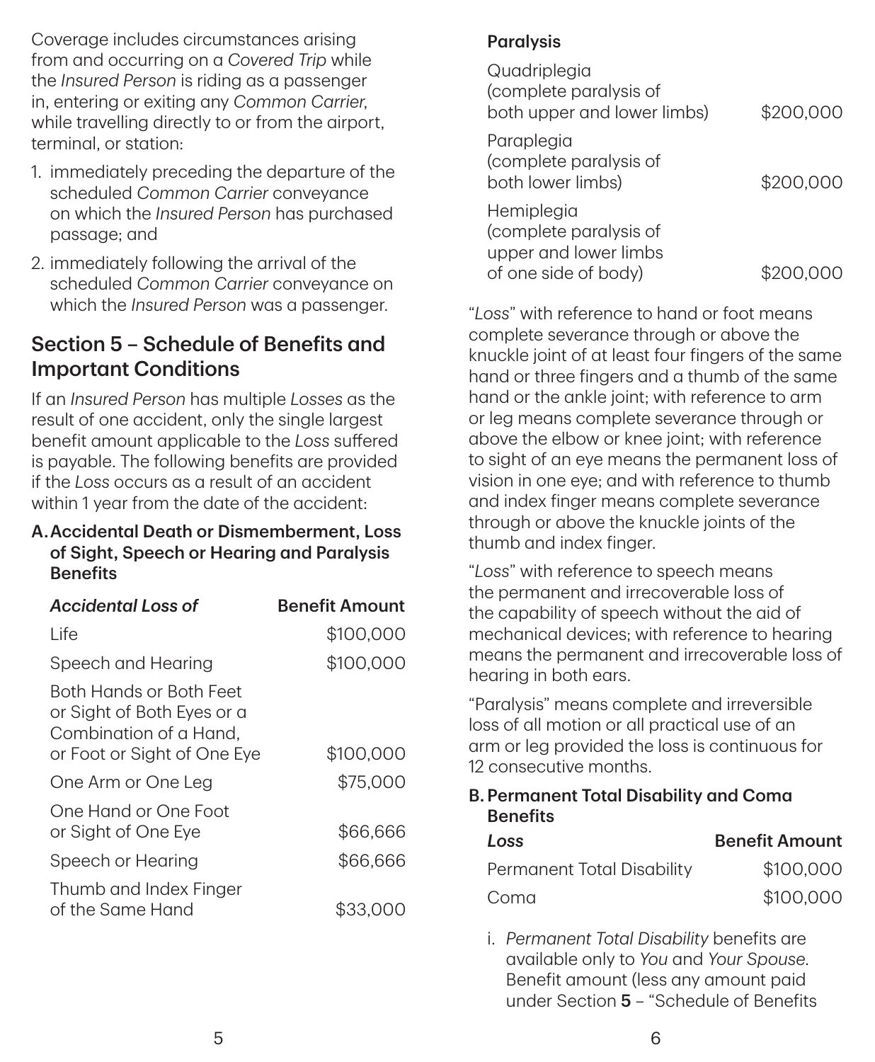Coverage includes circumstances arising from and occurring on a *Covered Trip* while the *Insured Person* is riding as a passenger in, entering or exiting any *Common Carrier*, while travelling directly to or from the airport, terminal, or station:

1. immediately preceding the departure of the scheduled *Common Carrier* conveyance on which the *Insured Person* has purchased passage; and
2. immediately following the arrival of the scheduled *Common Carrier* conveyance on which the *Insured Person* was a passenger.

## Section 5 – Schedule of Benefits and Important Conditions

If an *Insured Person* has multiple *Losses* as the result of one accident, only the single largest benefit amount applicable to the *Loss* suffered is payable. The following benefits are provided if the *Loss* occurs as a result of an accident within 1 year from the date of the accident:

### A. Accidental Death or Dismemberment, Loss of Sight, Speech or Hearing and Paralysis Benefits

| *Accidental Loss of* | Benefit Amount |
|---|---|
| Life | $100,000 |
| Speech and Hearing | $100,000 |
| Both Hands or Both Feet or Sight of Both Eyes or a Combination of a Hand, or Foot or Sight of One Eye | $100,000 |
| One Arm or One Leg | $75,000 |
| One Hand or One Foot or Sight of One Eye | $66,666 |
| Speech or Hearing | $66,666 |
| Thumb and Index Finger of the Same Hand | $33,000 |
| **Paralysis** | |
| Quadriplegia (complete paralysis of both upper and lower limbs) | $200,000 |
| Paraplegia (complete paralysis of both lower limbs) | $200,000 |
| Hemiplegia (complete paralysis of upper and lower limbs of one side of body) | $200,000 |

"*Loss*" with reference to hand or foot means complete severance through or above the knuckle joint of at least four fingers of the same hand or three fingers and a thumb of the same hand or the ankle joint; with reference to arm or leg means complete severance through or above the elbow or knee joint; with reference to sight of an eye means the permanent loss of vision in one eye; and with reference to thumb and index finger means complete severance through or above the knuckle joints of the thumb and index finger.

"*Loss*" with reference to speech means the permanent and irrecoverable loss of the capability of speech without the aid of mechanical devices; with reference to hearing means the permanent and irrecoverable loss of hearing in both ears.

"Paralysis" means complete and irreversible loss of all motion or all practical use of an arm or leg provided the loss is continuous for 12 consecutive months.

### B. Permanent Total Disability and Coma Benefits

| *Loss* | Benefit Amount |
|---|---|
| Permanent Total Disability | $100,000 |
| Coma | $100,000 |

i. *Permanent Total Disability* benefits are available only to *You* and *Your Spouse*. Benefit amount (less any amount paid under Section **5** – "Schedule of Benefits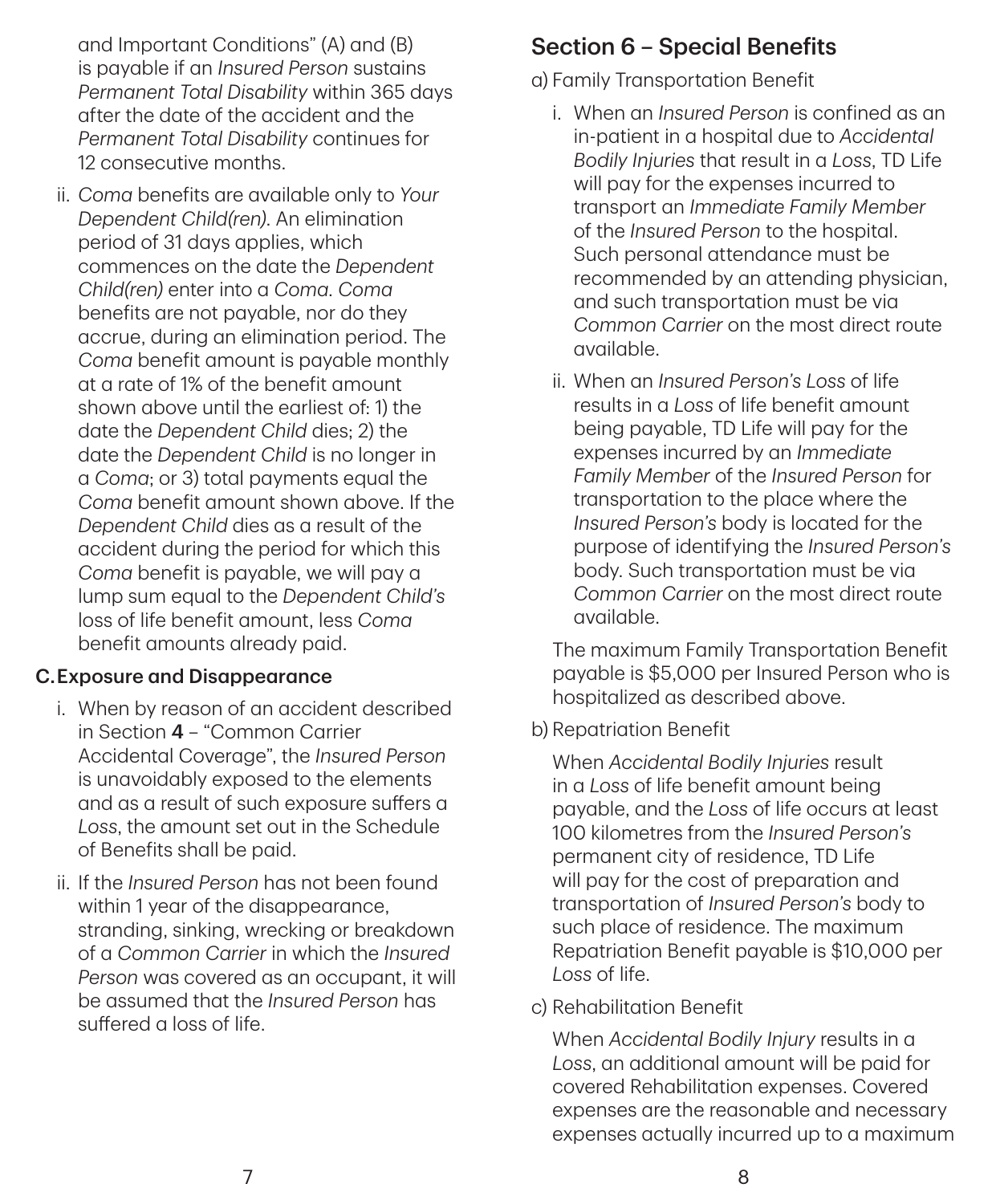and Important Conditions" (A) and (B) is payable if an *Insured Person* sustains *Permanent Total Disability* within 365 days after the date of the accident and the *Permanent Total Disability* continues for 12 consecutive months.

ii. *Coma* benefits are available only to *Your Dependent Child(ren)*. An elimination period of 31 days applies, which commences on the date the *Dependent Child(ren)* enter into a *Coma*. *Coma* benefits are not payable, nor do they accrue, during an elimination period. The *Coma* benefit amount is payable monthly at a rate of 1% of the benefit amount shown above until the earliest of: 1) the date the *Dependent Child* dies; 2) the date the *Dependent Child* is no longer in a *Coma*; or 3) total payments equal the *Coma* benefit amount shown above. If the *Dependent Child* dies as a result of the accident during the period for which this *Coma* benefit is payable, we will pay a lump sum equal to the *Dependent Child's* loss of life benefit amount, less *Coma* benefit amounts already paid.

**C. Exposure and Disappearance**

i. When by reason of an accident described in Section **4** – "Common Carrier Accidental Coverage", the *Insured Person* is unavoidably exposed to the elements and as a result of such exposure suffers a *Loss*, the amount set out in the Schedule of Benefits shall be paid.

ii. If the *Insured Person* has not been found within 1 year of the disappearance, stranding, sinking, wrecking or breakdown of a *Common Carrier* in which the *Insured Person* was covered as an occupant, it will be assumed that the *Insured Person* has suffered a loss of life.

## Section 6 – Special Benefits

a) Family Transportation Benefit

i. When an *Insured Person* is confined as an in-patient in a hospital due to *Accidental Bodily Injuries* that result in a *Loss*, TD Life will pay for the expenses incurred to transport an *Immediate Family Member* of the *Insured Person* to the hospital. Such personal attendance must be recommended by an attending physician, and such transportation must be via *Common Carrier* on the most direct route available.

ii. When an *Insured Person's Loss* of life results in a *Loss* of life benefit amount being payable, TD Life will pay for the expenses incurred by an *Immediate Family Member* of the *Insured Person* for transportation to the place where the *Insured Person's* body is located for the purpose of identifying the *Insured Person's* body. Such transportation must be via *Common Carrier* on the most direct route available.

The maximum Family Transportation Benefit payable is $5,000 per Insured Person who is hospitalized as described above.

b) Repatriation Benefit

When *Accidental Bodily Injuries* result in a *Loss* of life benefit amount being payable, and the *Loss* of life occurs at least 100 kilometres from the *Insured Person's* permanent city of residence, TD Life will pay for the cost of preparation and transportation of *Insured Person's* body to such place of residence. The maximum Repatriation Benefit payable is $10,000 per *Loss* of life.

c) Rehabilitation Benefit

When *Accidental Bodily Injury* results in a *Loss*, an additional amount will be paid for covered Rehabilitation expenses. Covered expenses are the reasonable and necessary expenses actually incurred up to a maximum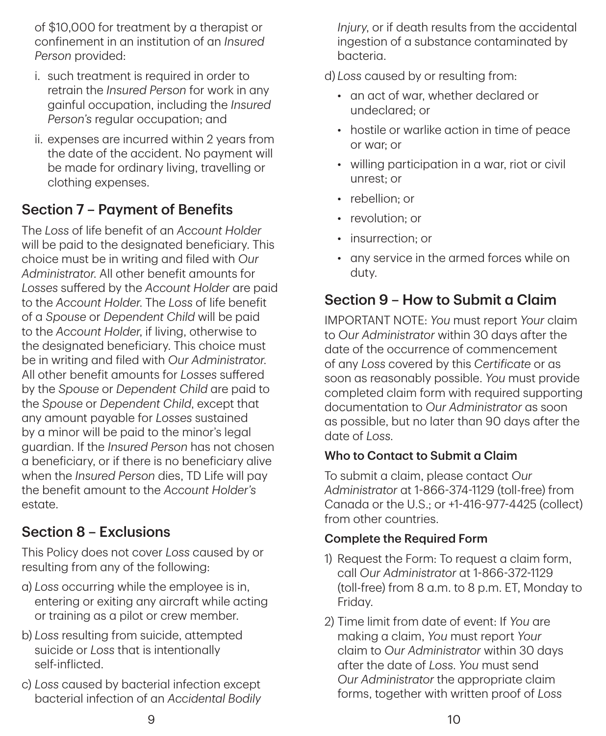of $10,000 for treatment by a therapist or confinement in an institution of an *Insured Person* provided:

i. such treatment is required in order to retrain the *Insured Person* for work in any gainful occupation, including the *Insured Person's* regular occupation; and

ii. expenses are incurred within 2 years from the date of the accident. No payment will be made for ordinary living, travelling or clothing expenses.

## Section 7 – Payment of Benefits

The *Loss* of life benefit of an *Account Holder* will be paid to the designated beneficiary. This choice must be in writing and filed with *Our Administrator*. All other benefit amounts for *Losses* suffered by the *Account Holder* are paid to the *Account Holder*. The *Loss* of life benefit of a *Spouse* or *Dependent Child* will be paid to the *Account Holder*, if living, otherwise to the designated beneficiary. This choice must be in writing and filed with *Our Administrator*. All other benefit amounts for *Losses* suffered by the *Spouse* or *Dependent Child* are paid to the *Spouse* or *Dependent Child*, except that any amount payable for *Losses* sustained by a minor will be paid to the minor's legal guardian. If the *Insured Person* has not chosen a beneficiary, or if there is no beneficiary alive when the *Insured Person* dies, TD Life will pay the benefit amount to the *Account Holder's* estate.

## Section 8 – Exclusions

This Policy does not cover *Loss* caused by or resulting from any of the following:

a) *Loss* occurring while the employee is in, entering or exiting any aircraft while acting or training as a pilot or crew member.

b) *Loss* resulting from suicide, attempted suicide or *Loss* that is intentionally self-inflicted.

c) *Loss* caused by bacterial infection except bacterial infection of an *Accidental Bodily Injury*, or if death results from the accidental ingestion of a substance contaminated by bacteria.

d) *Loss* caused by or resulting from:

- an act of war, whether declared or undeclared; or
- hostile or warlike action in time of peace or war; or
- willing participation in a war, riot or civil unrest; or
- rebellion; or
- revolution; or
- insurrection; or
- any service in the armed forces while on duty.

## Section 9 – How to Submit a Claim

IMPORTANT NOTE: *You* must report *Your* claim to *Our Administrator* within 30 days after the date of the occurrence of commencement of any *Loss* covered by this *Certificate* or as soon as reasonably possible. *You* must provide completed claim form with required supporting documentation to *Our Administrator* as soon as possible, but no later than 90 days after the date of *Loss*.

### Who to Contact to Submit a Claim

To submit a claim, please contact *Our Administrator* at 1-866-374-1129 (toll-free) from Canada or the U.S.; or +1-416-977-4425 (collect) from other countries.

### Complete the Required Form

1) Request the Form: To request a claim form, call *Our Administrator* at 1-866-372-1129 (toll-free) from 8 a.m. to 8 p.m. ET, Monday to Friday.

2) Time limit from date of event: If *You* are making a claim, *You* must report *Your* claim to *Our Administrator* within 30 days after the date of *Loss*. *You* must send *Our Administrator* the appropriate claim forms, together with written proof of *Loss*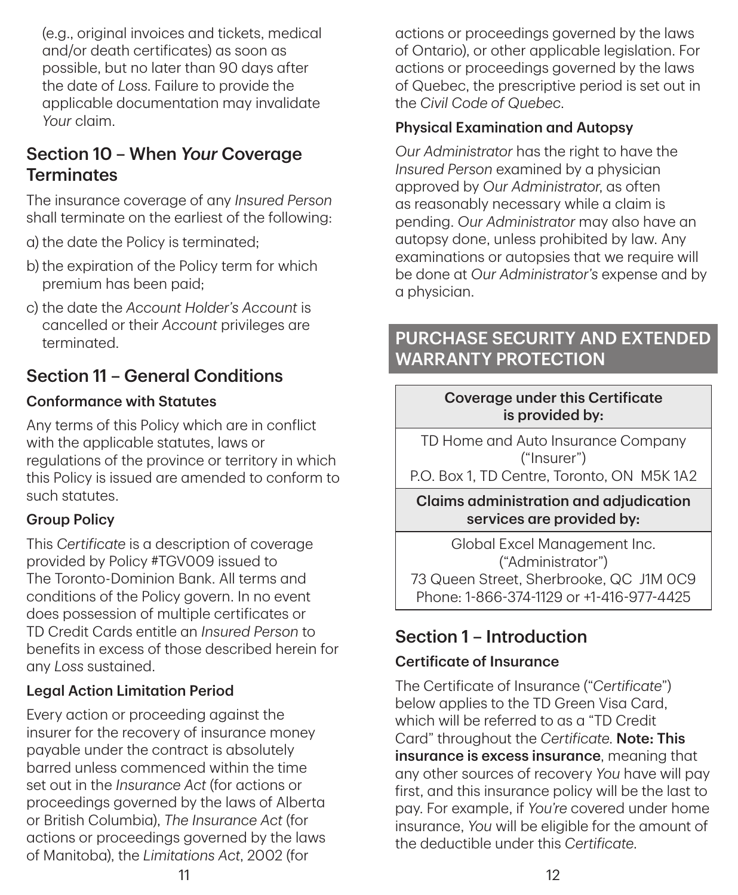(e.g., original invoices and tickets, medical and/or death certificates) as soon as possible, but no later than 90 days after the date of *Loss*. Failure to provide the applicable documentation may invalidate *Your* claim.

## Section 10 – When *Your* Coverage Terminates

The insurance coverage of any *Insured Person* shall terminate on the earliest of the following:

a) the date the Policy is terminated;

b) the expiration of the Policy term for which premium has been paid;

c) the date the *Account Holder's Account* is cancelled or their *Account* privileges are terminated.

## Section 11 – General Conditions

### Conformance with Statutes

Any terms of this Policy which are in conflict with the applicable statutes, laws or regulations of the province or territory in which this Policy is issued are amended to conform to such statutes.

### Group Policy

This *Certificate* is a description of coverage provided by Policy #TGV009 issued to The Toronto-Dominion Bank. All terms and conditions of the Policy govern. In no event does possession of multiple certificates or TD Credit Cards entitle an *Insured Person* to benefits in excess of those described herein for any *Loss* sustained.

### Legal Action Limitation Period

Every action or proceeding against the insurer for the recovery of insurance money payable under the contract is absolutely barred unless commenced within the time set out in the *Insurance Act* (for actions or proceedings governed by the laws of Alberta or British Columbia), *The Insurance Act* (for actions or proceedings governed by the laws of Manitoba), the *Limitations Act*, 2002 (for actions or proceedings governed by the laws of Ontario), or other applicable legislation. For actions or proceedings governed by the laws of Quebec, the prescriptive period is set out in the *Civil Code of Quebec*.

### Physical Examination and Autopsy

*Our Administrator* has the right to have the *Insured Person* examined by a physician approved by *Our Administrator*, as often as reasonably necessary while a claim is pending. *Our Administrator* may also have an autopsy done, unless prohibited by law. Any examinations or autopsies that we require will be done at *Our Administrator's* expense and by a physician.

# PURCHASE SECURITY AND EXTENDED WARRANTY PROTECTION

| Coverage under this Certificate is provided by: |
| --- |
| TD Home and Auto Insurance Company ("Insurer") P.O. Box 1, TD Centre, Toronto, ON M5K 1A2 |
| **Claims administration and adjudication services are provided by:** |
| Global Excel Management Inc. ("Administrator") 73 Queen Street, Sherbrooke, QC J1M 0C9 Phone: 1-866-374-1129 or +1-416-977-4425 |

## Section 1 – Introduction

### Certificate of Insurance

The Certificate of Insurance ("*Certificate*") below applies to the TD Green Visa Card, which will be referred to as a "TD Credit Card" throughout the *Certificate*. **Note: This insurance is excess insurance**, meaning that any other sources of recovery *You* have will pay first, and this insurance policy will be the last to pay. For example, if *You're* covered under home insurance, *You* will be eligible for the amount of the deductible under this *Certificate*.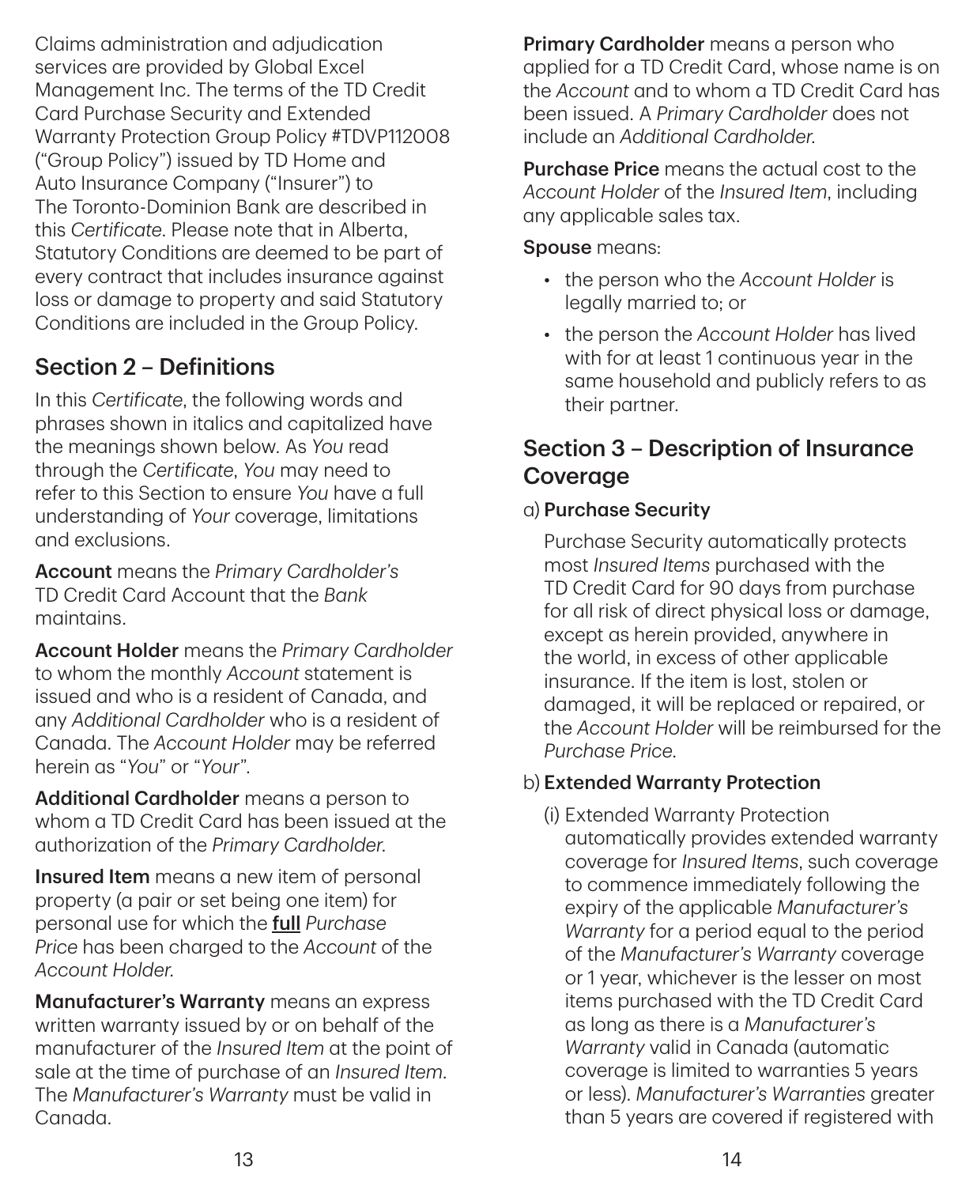Claims administration and adjudication services are provided by Global Excel Management Inc. The terms of the TD Credit Card Purchase Security and Extended Warranty Protection Group Policy #TDVP112008 ("Group Policy") issued by TD Home and Auto Insurance Company ("Insurer") to The Toronto-Dominion Bank are described in this *Certificate*. Please note that in Alberta, Statutory Conditions are deemed to be part of every contract that includes insurance against loss or damage to property and said Statutory Conditions are included in the Group Policy.

## Section 2 – Definitions

In this *Certificate*, the following words and phrases shown in italics and capitalized have the meanings shown below. As *You* read through the *Certificate*, *You* may need to refer to this Section to ensure *You* have a full understanding of *Your* coverage, limitations and exclusions.

**Account** means the *Primary Cardholder's* TD Credit Card Account that the *Bank* maintains.

**Account Holder** means the *Primary Cardholder* to whom the monthly *Account* statement is issued and who is a resident of Canada, and any *Additional Cardholder* who is a resident of Canada. The *Account Holder* may be referred herein as "*You*" or "*Your*".

**Additional Cardholder** means a person to whom a TD Credit Card has been issued at the authorization of the *Primary Cardholder*.

**Insured Item** means a new item of personal property (a pair or set being one item) for personal use for which the **full** *Purchase Price* has been charged to the *Account* of the *Account Holder*.

**Manufacturer's Warranty** means an express written warranty issued by or on behalf of the manufacturer of the *Insured Item* at the point of sale at the time of purchase of an *Insured Item*. The *Manufacturer's Warranty* must be valid in Canada.

**Primary Cardholder** means a person who applied for a TD Credit Card, whose name is on the *Account* and to whom a TD Credit Card has been issued. A *Primary Cardholder* does not include an *Additional Cardholder*.

**Purchase Price** means the actual cost to the *Account Holder* of the *Insured Item*, including any applicable sales tax.

**Spouse** means:

- the person who the *Account Holder* is legally married to; or
- the person the *Account Holder* has lived with for at least 1 continuous year in the same household and publicly refers to as their partner.

## Section 3 – Description of Insurance Coverage

a) **Purchase Security**

Purchase Security automatically protects most *Insured Items* purchased with the TD Credit Card for 90 days from purchase for all risk of direct physical loss or damage, except as herein provided, anywhere in the world, in excess of other applicable insurance. If the item is lost, stolen or damaged, it will be replaced or repaired, or the *Account Holder* will be reimbursed for the *Purchase Price*.

b) **Extended Warranty Protection**

(i) Extended Warranty Protection automatically provides extended warranty coverage for *Insured Items*, such coverage to commence immediately following the expiry of the applicable *Manufacturer's Warranty* for a period equal to the period of the *Manufacturer's Warranty* coverage or 1 year, whichever is the lesser on most items purchased with the TD Credit Card as long as there is a *Manufacturer's Warranty* valid in Canada (automatic coverage is limited to warranties 5 years or less). *Manufacturer's Warranties* greater than 5 years are covered if registered with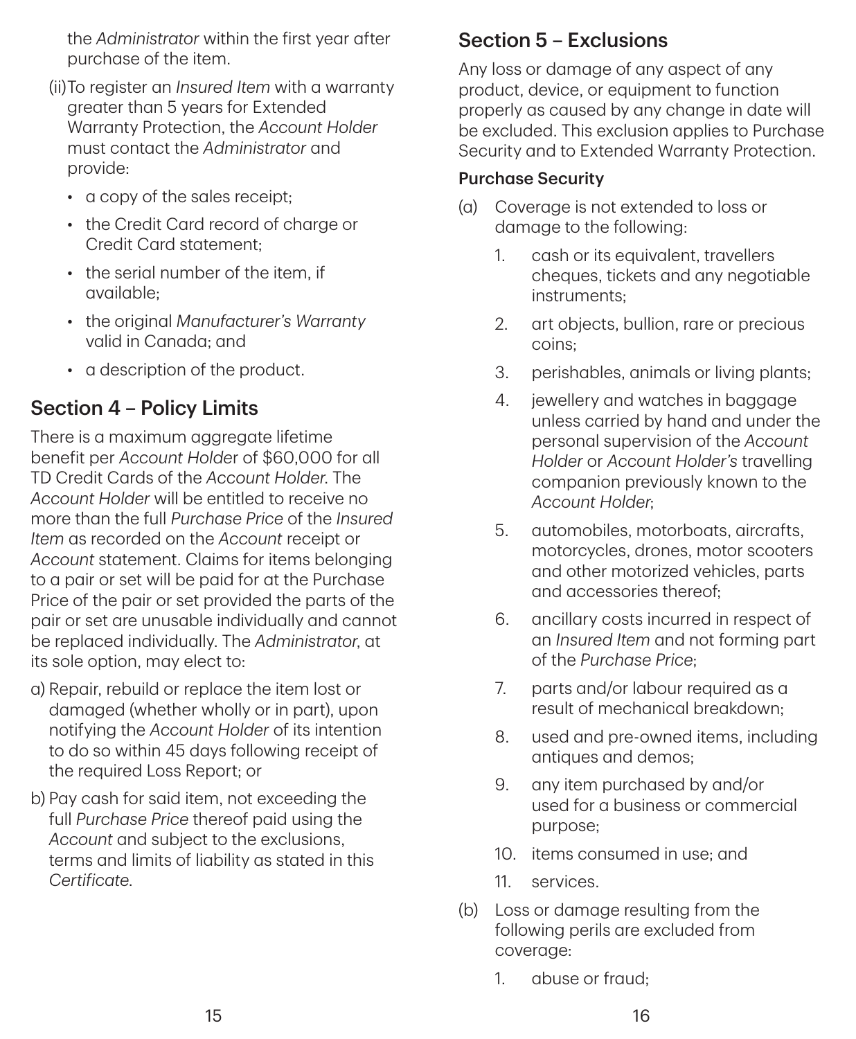the *Administrator* within the first year after purchase of the item.

(ii) To register an *Insured Item* with a warranty greater than 5 years for Extended Warranty Protection, the *Account Holder* must contact the *Administrator* and provide:

- a copy of the sales receipt;
- the Credit Card record of charge or Credit Card statement;
- the serial number of the item, if available;
- the original *Manufacturer's Warranty* valid in Canada; and
- a description of the product.

## Section 4 – Policy Limits

There is a maximum aggregate lifetime benefit per *Account Holder* of $60,000 for all TD Credit Cards of the *Account Holder*. The *Account Holder* will be entitled to receive no more than the full *Purchase Price* of the *Insured Item* as recorded on the *Account* receipt or *Account* statement. Claims for items belonging to a pair or set will be paid for at the Purchase Price of the pair or set provided the parts of the pair or set are unusable individually and cannot be replaced individually. The *Administrator*, at its sole option, may elect to:

a) Repair, rebuild or replace the item lost or damaged (whether wholly or in part), upon notifying the *Account Holder* of its intention to do so within 45 days following receipt of the required Loss Report; or

b) Pay cash for said item, not exceeding the full *Purchase Price* thereof paid using the *Account* and subject to the exclusions, terms and limits of liability as stated in this *Certificate*.

## Section 5 – Exclusions

Any loss or damage of any aspect of any product, device, or equipment to function properly as caused by any change in date will be excluded. This exclusion applies to Purchase Security and to Extended Warranty Protection.

### Purchase Security

(a) Coverage is not extended to loss or damage to the following:

1. cash or its equivalent, travellers cheques, tickets and any negotiable instruments;
2. art objects, bullion, rare or precious coins;
3. perishables, animals or living plants;
4. jewellery and watches in baggage unless carried by hand and under the personal supervision of the *Account Holder* or *Account Holder's* travelling companion previously known to the *Account Holder*;
5. automobiles, motorboats, aircrafts, motorcycles, drones, motor scooters and other motorized vehicles, parts and accessories thereof;
6. ancillary costs incurred in respect of an *Insured Item* and not forming part of the *Purchase Price*;
7. parts and/or labour required as a result of mechanical breakdown;
8. used and pre-owned items, including antiques and demos;
9. any item purchased by and/or used for a business or commercial purpose;
10. items consumed in use; and
11. services.

(b) Loss or damage resulting from the following perils are excluded from coverage:

1. abuse or fraud;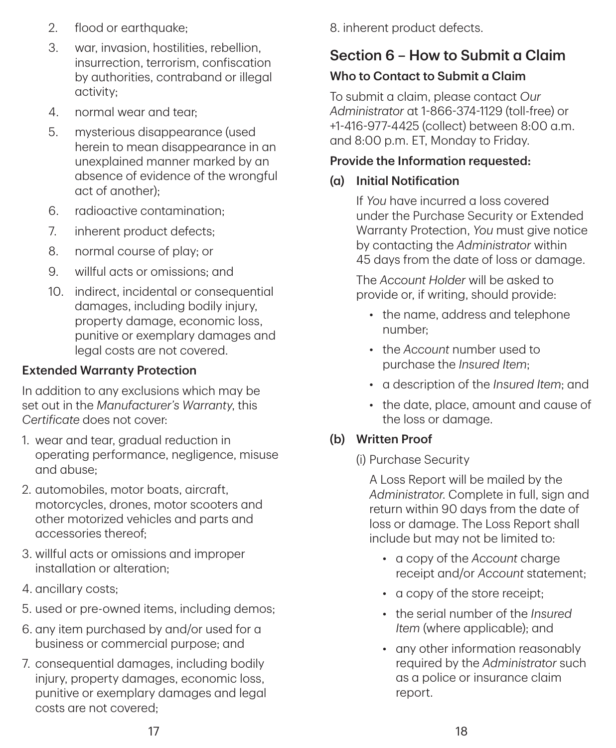2. flood or earthquake;
3. war, invasion, hostilities, rebellion, insurrection, terrorism, confiscation by authorities, contraband or illegal activity;
4. normal wear and tear;
5. mysterious disappearance (used herein to mean disappearance in an unexplained manner marked by an absence of evidence of the wrongful act of another);
6. radioactive contamination;
7. inherent product defects;
8. normal course of play; or
9. willful acts or omissions; and
10. indirect, incidental or consequential damages, including bodily injury, property damage, economic loss, punitive or exemplary damages and legal costs are not covered.

**Extended Warranty Protection**

In addition to any exclusions which may be set out in the *Manufacturer's Warranty*, this *Certificate* does not cover:

1. wear and tear, gradual reduction in operating performance, negligence, misuse and abuse;
2. automobiles, motor boats, aircraft, motorcycles, drones, motor scooters and other motorized vehicles and parts and accessories thereof;
3. willful acts or omissions and improper installation or alteration;
4. ancillary costs;
5. used or pre-owned items, including demos;
6. any item purchased by and/or used for a business or commercial purpose; and
7. consequential damages, including bodily injury, property damages, economic loss, punitive or exemplary damages and legal costs are not covered;
8. inherent product defects.

## Section 6 – How to Submit a Claim

**Who to Contact to Submit a Claim**

To submit a claim, please contact *Our Administrator* at 1-866-374-1129 (toll-free) or +1-416-977-4425 (collect) between 8:00 a.m. and 8:00 p.m. ET, Monday to Friday.

**Provide the Information requested:**

**(a) Initial Notification**

If *You* have incurred a loss covered under the Purchase Security or Extended Warranty Protection, *You* must give notice by contacting the *Administrator* within 45 days from the date of loss or damage.

The *Account Holder* will be asked to provide or, if writing, should provide:

- the name, address and telephone number;
- the *Account* number used to purchase the *Insured Item*;
- a description of the *Insured Item*; and
- the date, place, amount and cause of the loss or damage.

**(b) Written Proof**

(i) Purchase Security

A Loss Report will be mailed by the *Administrator*. Complete in full, sign and return within 90 days from the date of loss or damage. The Loss Report shall include but may not be limited to:

- a copy of the *Account* charge receipt and/or *Account* statement;
- a copy of the store receipt;
- the serial number of the *Insured Item* (where applicable); and
- any other information reasonably required by the *Administrator* such as a police or insurance claim report.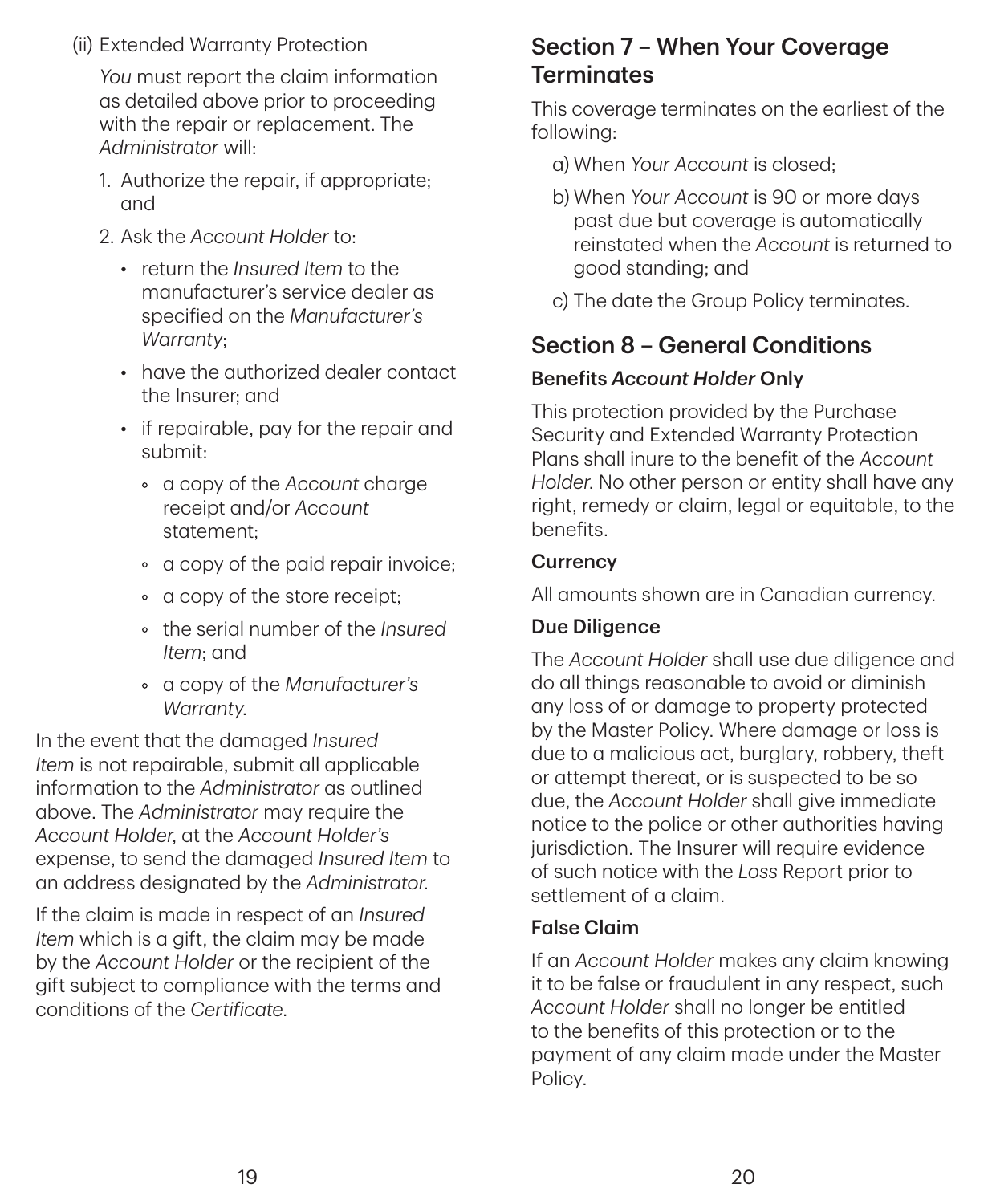(ii) Extended Warranty Protection

*You* must report the claim information as detailed above prior to proceeding with the repair or replacement. The *Administrator* will:

1. Authorize the repair, if appropriate; and
2. Ask the *Account Holder* to:
   - return the *Insured Item* to the manufacturer's service dealer as specified on the *Manufacturer's Warranty*;
   - have the authorized dealer contact the Insurer; and
   - if repairable, pay for the repair and submit:
     - a copy of the *Account* charge receipt and/or *Account* statement;
     - a copy of the paid repair invoice;
     - a copy of the store receipt;
     - the serial number of the *Insured Item*; and
     - a copy of the *Manufacturer's Warranty*.

In the event that the damaged *Insured Item* is not repairable, submit all applicable information to the *Administrator* as outlined above. The *Administrator* may require the *Account Holder*, at the *Account Holder's* expense, to send the damaged *Insured Item* to an address designated by the *Administrator*.

If the claim is made in respect of an *Insured Item* which is a gift, the claim may be made by the *Account Holder* or the recipient of the gift subject to compliance with the terms and conditions of the *Certificate*.

## Section 7 – When Your Coverage Terminates

This coverage terminates on the earliest of the following:

a) When *Your Account* is closed;

b) When *Your Account* is 90 or more days past due but coverage is automatically reinstated when the *Account* is returned to good standing; and

c) The date the Group Policy terminates.

## Section 8 – General Conditions

### Benefits *Account Holder* Only

This protection provided by the Purchase Security and Extended Warranty Protection Plans shall inure to the benefit of the *Account Holder*. No other person or entity shall have any right, remedy or claim, legal or equitable, to the benefits.

### Currency

All amounts shown are in Canadian currency.

### Due Diligence

The *Account Holder* shall use due diligence and do all things reasonable to avoid or diminish any loss of or damage to property protected by the Master Policy. Where damage or loss is due to a malicious act, burglary, robbery, theft or attempt thereat, or is suspected to be so due, the *Account Holder* shall give immediate notice to the police or other authorities having jurisdiction. The Insurer will require evidence of such notice with the *Loss* Report prior to settlement of a claim.

### False Claim

If an *Account Holder* makes any claim knowing it to be false or fraudulent in any respect, such *Account Holder* shall no longer be entitled to the benefits of this protection or to the payment of any claim made under the Master Policy.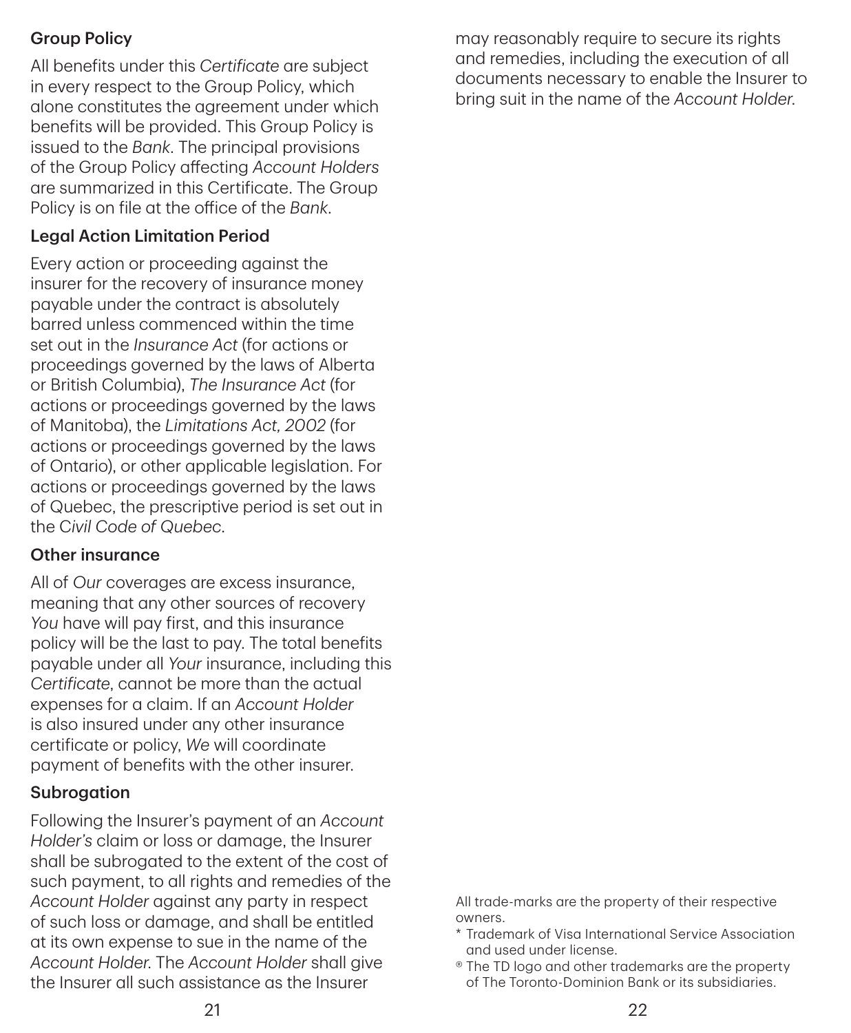### Group Policy

All benefits under this *Certificate* are subject in every respect to the Group Policy, which alone constitutes the agreement under which benefits will be provided. This Group Policy is issued to the *Bank*. The principal provisions of the Group Policy affecting *Account Holders* are summarized in this Certificate. The Group Policy is on file at the office of the *Bank*.

### Legal Action Limitation Period

Every action or proceeding against the insurer for the recovery of insurance money payable under the contract is absolutely barred unless commenced within the time set out in the *Insurance Act* (for actions or proceedings governed by the laws of Alberta or British Columbia), *The Insurance Act* (for actions or proceedings governed by the laws of Manitoba), the *Limitations Act, 2002* (for actions or proceedings governed by the laws of Ontario), or other applicable legislation. For actions or proceedings governed by the laws of Quebec, the prescriptive period is set out in the *Civil Code of Quebec*.

### Other insurance

All of *Our* coverages are excess insurance, meaning that any other sources of recovery *You* have will pay first, and this insurance policy will be the last to pay. The total benefits payable under all *Your* insurance, including this *Certificate*, cannot be more than the actual expenses for a claim. If an *Account Holder* is also insured under any other insurance certificate or policy, *We* will coordinate payment of benefits with the other insurer.

### Subrogation

Following the Insurer's payment of an *Account Holder's* claim or loss or damage, the Insurer shall be subrogated to the extent of the cost of such payment, to all rights and remedies of the *Account Holder* against any party in respect of such loss or damage, and shall be entitled at its own expense to sue in the name of the *Account Holder*. The *Account Holder* shall give the Insurer all such assistance as the Insurer may reasonably require to secure its rights and remedies, including the execution of all documents necessary to enable the Insurer to bring suit in the name of the *Account Holder*.

All trade-marks are the property of their respective owners.

* Trademark of Visa International Service Association and used under license.

® The TD logo and other trademarks are the property of The Toronto-Dominion Bank or its subsidiaries.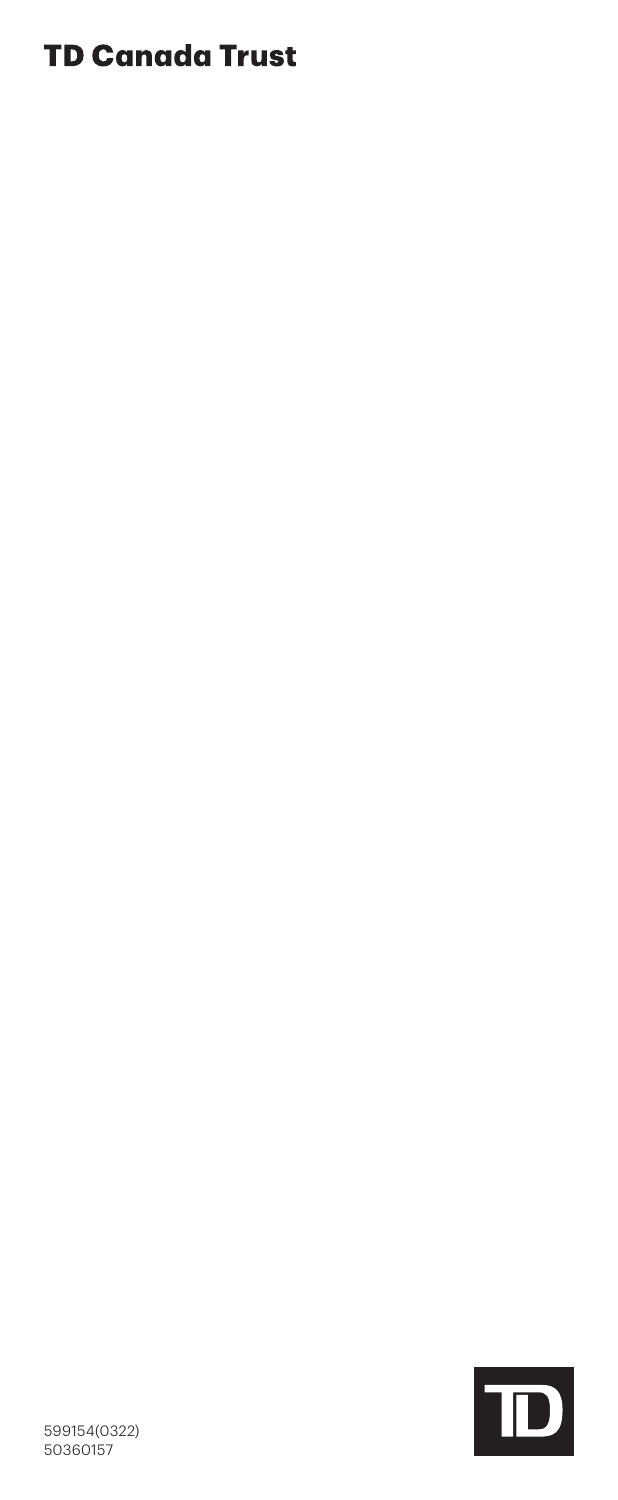# TD Canada Trust

599154(0322)
50360157